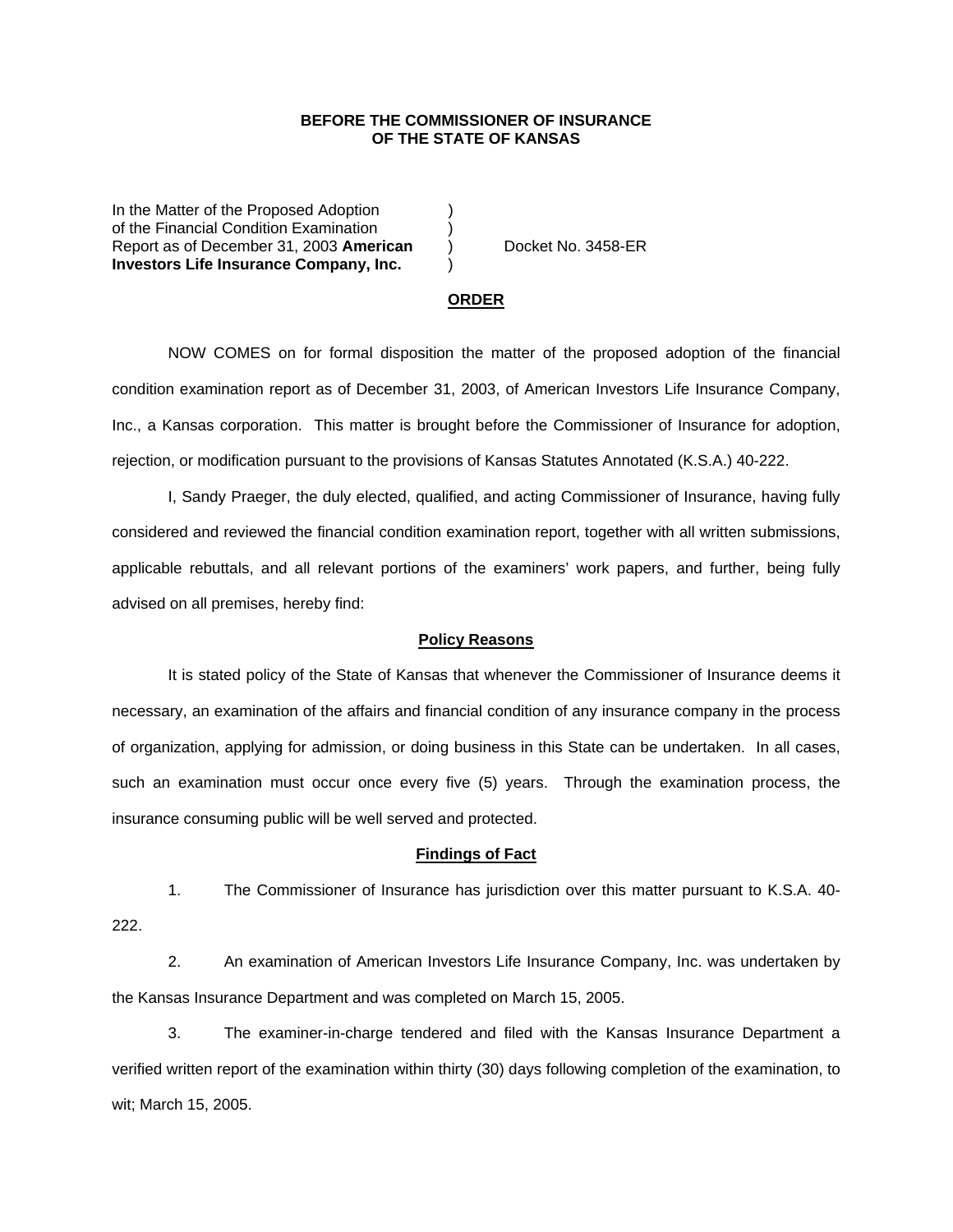**BEFORE THE COMMISSIONER OF INSURANCE**
**OF THE STATE OF KANSAS**

In the Matter of the Proposed Adoption )
of the Financial Condition Examination )
Report as of December 31, 2003 **American** ) Docket No. 3458-ER
**Investors Life Insurance Company, Inc.** )

## ORDER

NOW COMES on for formal disposition the matter of the proposed adoption of the financial condition examination report as of December 31, 2003, of American Investors Life Insurance Company, Inc., a Kansas corporation. This matter is brought before the Commissioner of Insurance for adoption, rejection, or modification pursuant to the provisions of Kansas Statutes Annotated (K.S.A.) 40-222.

I, Sandy Praeger, the duly elected, qualified, and acting Commissioner of Insurance, having fully considered and reviewed the financial condition examination report, together with all written submissions, applicable rebuttals, and all relevant portions of the examiners' work papers, and further, being fully advised on all premises, hereby find:

### Policy Reasons

It is stated policy of the State of Kansas that whenever the Commissioner of Insurance deems it necessary, an examination of the affairs and financial condition of any insurance company in the process of organization, applying for admission, or doing business in this State can be undertaken. In all cases, such an examination must occur once every five (5) years. Through the examination process, the insurance consuming public will be well served and protected.

### Findings of Fact

1. The Commissioner of Insurance has jurisdiction over this matter pursuant to K.S.A. 40-222.

2. An examination of American Investors Life Insurance Company, Inc. was undertaken by the Kansas Insurance Department and was completed on March 15, 2005.

3. The examiner-in-charge tendered and filed with the Kansas Insurance Department a verified written report of the examination within thirty (30) days following completion of the examination, to wit; March 15, 2005.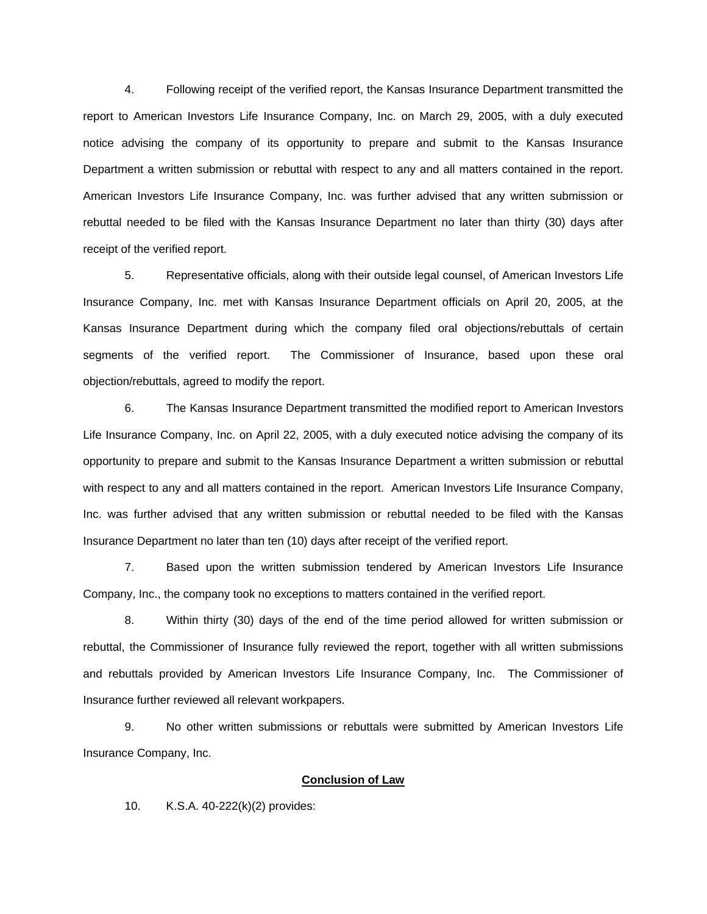4. Following receipt of the verified report, the Kansas Insurance Department transmitted the report to American Investors Life Insurance Company, Inc. on March 29, 2005, with a duly executed notice advising the company of its opportunity to prepare and submit to the Kansas Insurance Department a written submission or rebuttal with respect to any and all matters contained in the report. American Investors Life Insurance Company, Inc. was further advised that any written submission or rebuttal needed to be filed with the Kansas Insurance Department no later than thirty (30) days after receipt of the verified report.

5. Representative officials, along with their outside legal counsel, of American Investors Life Insurance Company, Inc. met with Kansas Insurance Department officials on April 20, 2005, at the Kansas Insurance Department during which the company filed oral objections/rebuttals of certain segments of the verified report. The Commissioner of Insurance, based upon these oral objection/rebuttals, agreed to modify the report.

6. The Kansas Insurance Department transmitted the modified report to American Investors Life Insurance Company, Inc. on April 22, 2005, with a duly executed notice advising the company of its opportunity to prepare and submit to the Kansas Insurance Department a written submission or rebuttal with respect to any and all matters contained in the report. American Investors Life Insurance Company, Inc. was further advised that any written submission or rebuttal needed to be filed with the Kansas Insurance Department no later than ten (10) days after receipt of the verified report.

7. Based upon the written submission tendered by American Investors Life Insurance Company, Inc., the company took no exceptions to matters contained in the verified report.

8. Within thirty (30) days of the end of the time period allowed for written submission or rebuttal, the Commissioner of Insurance fully reviewed the report, together with all written submissions and rebuttals provided by American Investors Life Insurance Company, Inc. The Commissioner of Insurance further reviewed all relevant workpapers.

9. No other written submissions or rebuttals were submitted by American Investors Life Insurance Company, Inc.

**Conclusion of Law**

10. K.S.A. 40-222(k)(2) provides: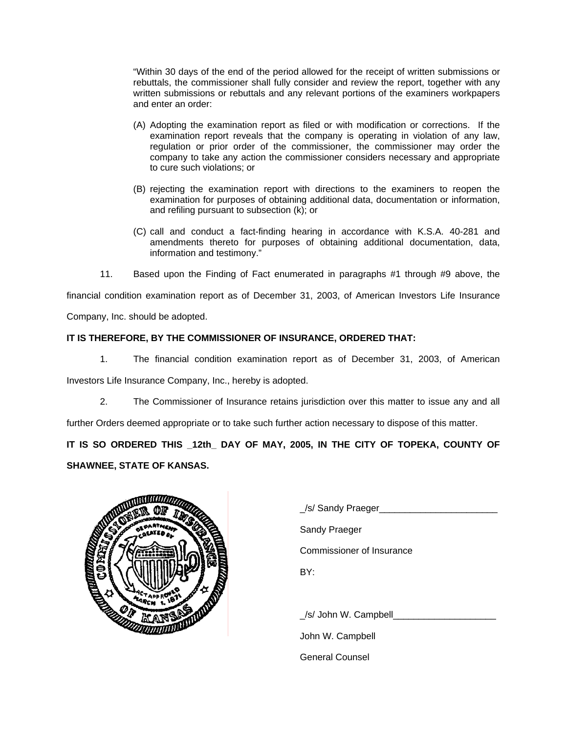"Within 30 days of the end of the period allowed for the receipt of written submissions or rebuttals, the commissioner shall fully consider and review the report, together with any written submissions or rebuttals and any relevant portions of the examiners workpapers and enter an order:

(A) Adopting the examination report as filed or with modification or corrections. If the examination report reveals that the company is operating in violation of any law, regulation or prior order of the commissioner, the commissioner may order the company to take any action the commissioner considers necessary and appropriate to cure such violations; or

(B) rejecting the examination report with directions to the examiners to reopen the examination for purposes of obtaining additional data, documentation or information, and refiling pursuant to subsection (k); or

(C) call and conduct a fact-finding hearing in accordance with K.S.A. 40-281 and amendments thereto for purposes of obtaining additional documentation, data, information and testimony."

11. Based upon the Finding of Fact enumerated in paragraphs #1 through #9 above, the financial condition examination report as of December 31, 2003, of American Investors Life Insurance Company, Inc. should be adopted.

**IT IS THEREFORE, BY THE COMMISSIONER OF INSURANCE, ORDERED THAT:**

1. The financial condition examination report as of December 31, 2003, of American Investors Life Insurance Company, Inc., hereby is adopted.

2. The Commissioner of Insurance retains jurisdiction over this matter to issue any and all further Orders deemed appropriate or to take such further action necessary to dispose of this matter.

**IT IS SO ORDERED THIS _12th_ DAY OF MAY, 2005, IN THE CITY OF TOPEKA, COUNTY OF SHAWNEE, STATE OF KANSAS.**

_/s/ Sandy Praeger_______________________

Sandy Praeger

Commissioner of Insurance

BY:

_/s/ John W. Campbell___________________

John W. Campbell

General Counsel